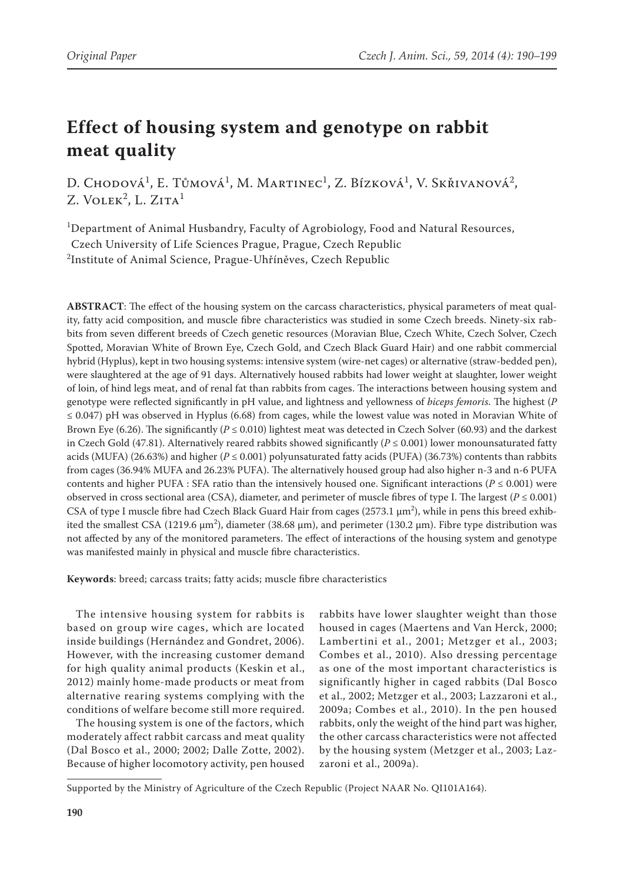Original Paper

# Effect of housing system and genotype on rabbit meat quality

D. Chodová[1], E. Tůmová[1], M. Martinec[1], Z. Bízková[1], V. Skřivanová[2], Z. Volek[2], L. Zita[1]

[1]Department of Animal Husbandry, Faculty of Agrobiology, Food and Natural Resources, Czech University of Life Sciences Prague, Prague, Czech Republic
[2]Institute of Animal Science, Prague-Uhříněves, Czech Republic

**ABSTRACT**: The effect of the housing system on the carcass characteristics, physical parameters of meat quality, fatty acid composition, and muscle fibre characteristics was studied in some Czech breeds. Ninety-six rabbits from seven different breeds of Czech genetic resources (Moravian Blue, Czech White, Czech Solver, Czech Spotted, Moravian White of Brown Eye, Czech Gold, and Czech Black Guard Hair) and one rabbit commercial hybrid (Hyplus), kept in two housing systems: intensive system (wire-net cages) or alternative (straw-bedded pen), were slaughtered at the age of 91 days. Alternatively housed rabbits had lower weight at slaughter, lower weight of loin, of hind legs meat, and of renal fat than rabbits from cages. The interactions between housing system and genotype were reflected significantly in pH value, and lightness and yellowness of *biceps femoris*. The highest ($P \leq 0.047$) pH was observed in Hyplus (6.68) from cages, while the lowest value was noted in Moravian White of Brown Eye (6.26). The significantly ($P \leq 0.010$) lightest meat was detected in Czech Solver (60.93) and the darkest in Czech Gold (47.81). Alternatively reared rabbits showed significantly ($P \leq 0.001$) lower monounsaturated fatty acids (MUFA) (26.63%) and higher ($P \leq 0.001$) polyunsaturated fatty acids (PUFA) (36.73%) contents than rabbits from cages (36.94% MUFA and 26.23% PUFA). The alternatively housed group had also higher n-3 and n-6 PUFA contents and higher PUFA : SFA ratio than the intensively housed one. Significant interactions ($P \leq 0.001$) were observed in cross sectional area (CSA), diameter, and perimeter of muscle fibres of type I. The largest ($P \leq 0.001$) CSA of type I muscle fibre had Czech Black Guard Hair from cages (2573.1 μm$^2$), while in pens this breed exhibited the smallest CSA (1219.6 μm$^2$), diameter (38.68 μm), and perimeter (130.2 μm). Fibre type distribution was not affected by any of the monitored parameters. The effect of interactions of the housing system and genotype was manifested mainly in physical and muscle fibre characteristics.

**Keywords**: breed; carcass traits; fatty acids; muscle fibre characteristics

The intensive housing system for rabbits is based on group wire cages, which are located inside buildings (Hernández and Gondret, 2006). However, with the increasing customer demand for high quality animal products (Keskin et al., 2012) mainly home-made products or meat from alternative rearing systems complying with the conditions of welfare become still more required.

The housing system is one of the factors, which moderately affect rabbit carcass and meat quality (Dal Bosco et al., 2000; 2002; Dalle Zotte, 2002). Because of higher locomotory activity, pen housed rabbits have lower slaughter weight than those housed in cages (Maertens and Van Herck, 2000; Lambertini et al., 2001; Metzger et al., 2003; Combes et al., 2010). Also dressing percentage as one of the most important characteristics is significantly higher in caged rabbits (Dal Bosco et al., 2002; Metzger et al., 2003; Lazzaroni et al., 2009a; Combes et al., 2010). In the pen housed rabbits, only the weight of the hind part was higher, the other carcass characteristics were not affected by the housing system (Metzger et al., 2003; Lazzaroni et al., 2009a).

Supported by the Ministry of Agriculture of the Czech Republic (Project NAAR No. QI101A164).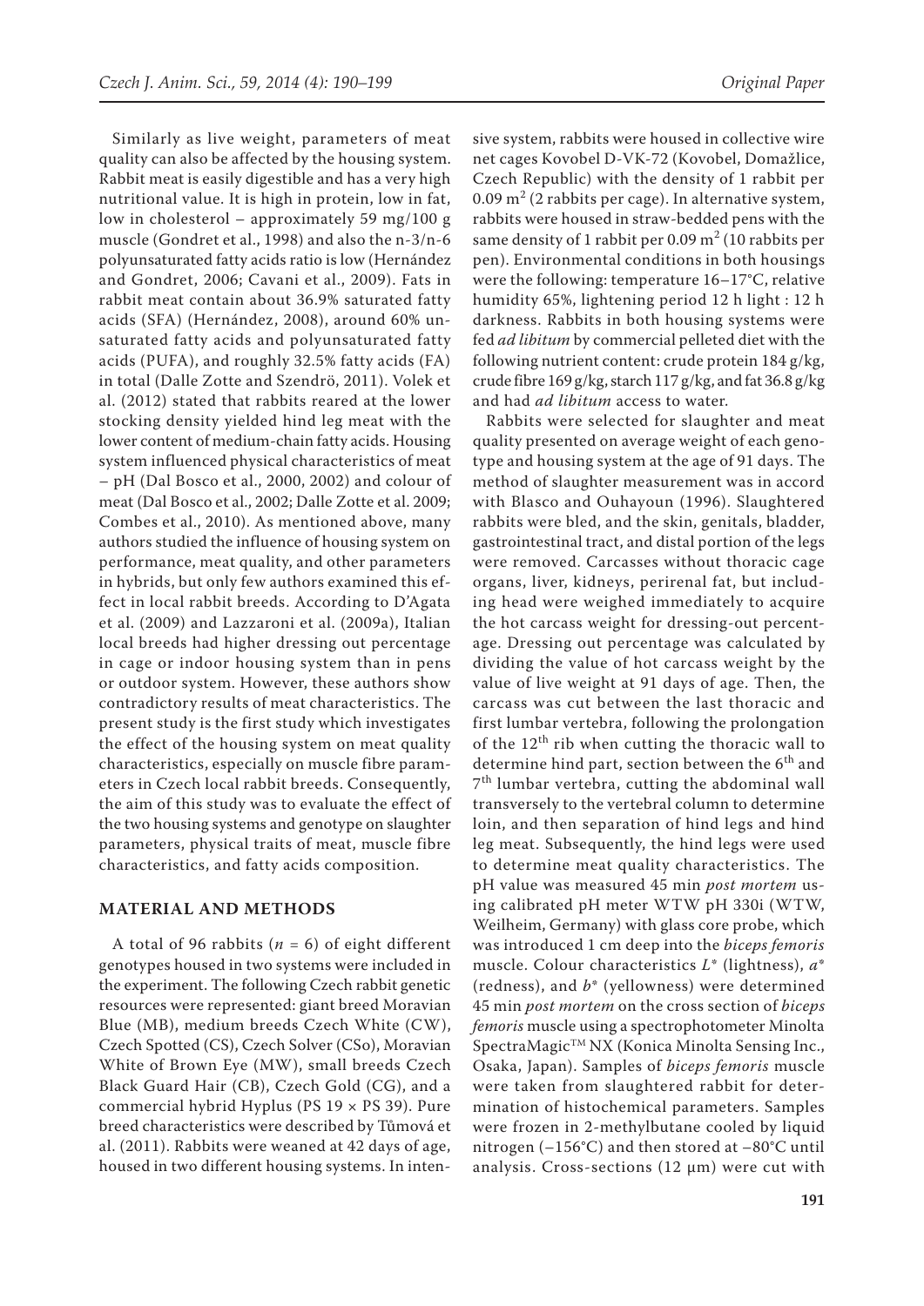Similarly as live weight, parameters of meat quality can also be affected by the housing system. Rabbit meat is easily digestible and has a very high nutritional value. It is high in protein, low in fat, low in cholesterol – approximately 59 mg/100 g muscle (Gondret et al., 1998) and also the n-3/n-6 polyunsaturated fatty acids ratio is low (Hernández and Gondret, 2006; Cavani et al., 2009). Fats in rabbit meat contain about 36.9% saturated fatty acids (SFA) (Hernández, 2008), around 60% unsaturated fatty acids and polyunsaturated fatty acids (PUFA), and roughly 32.5% fatty acids (FA) in total (Dalle Zotte and Szendrö, 2011). Volek et al. (2012) stated that rabbits reared at the lower stocking density yielded hind leg meat with the lower content of medium-chain fatty acids. Housing system influenced physical characteristics of meat – pH (Dal Bosco et al., 2000, 2002) and colour of meat (Dal Bosco et al., 2002; Dalle Zotte et al. 2009; Combes et al., 2010). As mentioned above, many authors studied the influence of housing system on performance, meat quality, and other parameters in hybrids, but only few authors examined this effect in local rabbit breeds. According to D'Agata et al. (2009) and Lazzaroni et al. (2009a), Italian local breeds had higher dressing out percentage in cage or indoor housing system than in pens or outdoor system. However, these authors show contradictory results of meat characteristics. The present study is the first study which investigates the effect of the housing system on meat quality characteristics, especially on muscle fibre parameters in Czech local rabbit breeds. Consequently, the aim of this study was to evaluate the effect of the two housing systems and genotype on slaughter parameters, physical traits of meat, muscle fibre characteristics, and fatty acids composition.

## MATERIAL AND METHODS

A total of 96 rabbits ($n = 6$) of eight different genotypes housed in two systems were included in the experiment. The following Czech rabbit genetic resources were represented: giant breed Moravian Blue (MB), medium breeds Czech White (CW), Czech Spotted (CS), Czech Solver (CSo), Moravian White of Brown Eye (MW), small breeds Czech Black Guard Hair (CB), Czech Gold (CG), and a commercial hybrid Hyplus (PS 19 × PS 39). Pure breed characteristics were described by Tůmová et al. (2011). Rabbits were weaned at 42 days of age, housed in two different housing systems. In intensive system, rabbits were housed in collective wire net cages Kovobel D-VK-72 (Kovobel, Domažlice, Czech Republic) with the density of 1 rabbit per 0.09 $m^2$ (2 rabbits per cage). In alternative system, rabbits were housed in straw-bedded pens with the same density of 1 rabbit per 0.09 $m^2$ (10 rabbits per pen). Environmental conditions in both housings were the following: temperature 16–17°C, relative humidity 65%, lightening period 12 h light : 12 h darkness. Rabbits in both housing systems were fed *ad libitum* by commercial pelleted diet with the following nutrient content: crude protein 184 g/kg, crude fibre 169 g/kg, starch 117 g/kg, and fat 36.8 g/kg and had *ad libitum* access to water.

Rabbits were selected for slaughter and meat quality presented on average weight of each genotype and housing system at the age of 91 days. The method of slaughter measurement was in accord with Blasco and Ouhayoun (1996). Slaughtered rabbits were bled, and the skin, genitals, bladder, gastrointestinal tract, and distal portion of the legs were removed. Carcasses without thoracic cage organs, liver, kidneys, perirenal fat, but including head were weighed immediately to acquire the hot carcass weight for dressing-out percentage. Dressing out percentage was calculated by dividing the value of hot carcass weight by the value of live weight at 91 days of age. Then, the carcass was cut between the last thoracic and first lumbar vertebra, following the prolongation of the $12^{th}$ rib when cutting the thoracic wall to determine hind part, section between the $6^{th}$ and $7^{th}$ lumbar vertebra, cutting the abdominal wall transversely to the vertebral column to determine loin, and then separation of hind legs and hind leg meat. Subsequently, the hind legs were used to determine meat quality characteristics. The pH value was measured 45 min *post mortem* using calibrated pH meter WTW pH 330i (WTW, Weilheim, Germany) with glass core probe, which was introduced 1 cm deep into the *biceps femoris* muscle. Colour characteristics $L^*$ (lightness), $a^*$ (redness), and $b^*$ (yellowness) were determined 45 min *post mortem* on the cross section of *biceps femoris* muscle using a spectrophotometer Minolta SpectraMagic™ NX (Konica Minolta Sensing Inc., Osaka, Japan). Samples of *biceps femoris* muscle were taken from slaughtered rabbit for determination of histochemical parameters. Samples were frozen in 2-methylbutane cooled by liquid nitrogen (–156°C) and then stored at –80°C until analysis. Cross-sections (12 μm) were cut with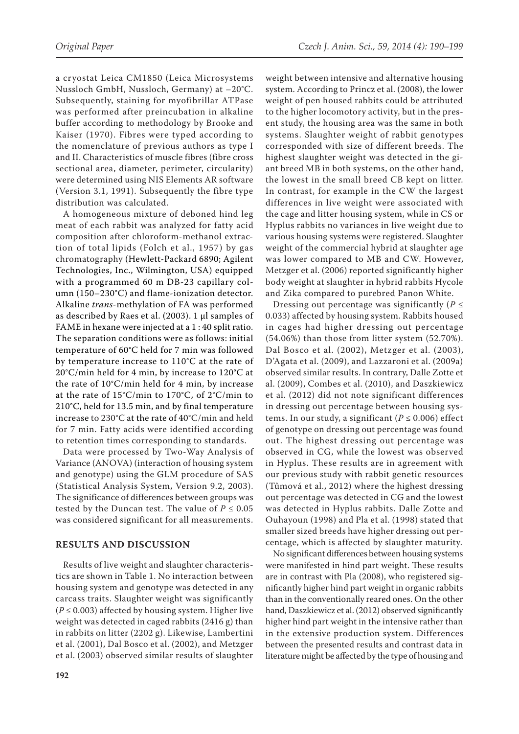a cryostat Leica CM1850 (Leica Microsystems Nussloch GmbH, Nussloch, Germany) at –20°C. Subsequently, staining for myofibrillar ATPase was performed after preincubation in alkaline buffer according to methodology by Brooke and Kaiser (1970). Fibres were typed according to the nomenclature of previous authors as type I and II. Characteristics of muscle fibres (fibre cross sectional area, diameter, perimeter, circularity) were determined using NIS Elements AR software (Version 3.1, 1991). Subsequently the fibre type distribution was calculated.

A homogeneous mixture of deboned hind leg meat of each rabbit was analyzed for fatty acid composition after chloroform-methanol extraction of total lipids (Folch et al., 1957) by gas chromatography (Hewlett-Packard 6890; Agilent Technologies, Inc., Wilmington, USA) equipped with a programmed 60 m DB-23 capillary column (150–230°C) and flame-ionization detector. Alkaline *trans*-methylation of FA was performed as described by Raes et al. (2003). 1 μl samples of FAME in hexane were injected at a 1 : 40 split ratio. The separation conditions were as follows: initial temperature of 60°C held for 7 min was followed by temperature increase to 110°C at the rate of 20°C/min held for 4 min, by increase to 120°C at the rate of 10°C/min held for 4 min, by increase at the rate of 15°C/min to 170°C, of 2°C/min to 210°C, held for 13.5 min, and by final temperature increase to 230°C at the rate of 40°C/min and held for 7 min. Fatty acids were identified according to retention times corresponding to standards.

Data were processed by Two-Way Analysis of Variance (ANOVA) (interaction of housing system and genotype) using the GLM procedure of SAS (Statistical Analysis System, Version 9.2, 2003). The significance of differences between groups was tested by the Duncan test. The value of $P \leq 0.05$ was considered significant for all measurements.

## RESULTS AND DISCUSSION

Results of live weight and slaughter characteristics are shown in Table 1. No interaction between housing system and genotype was detected in any carcass traits. Slaughter weight was significantly ($P \leq 0.003$) affected by housing system. Higher live weight was detected in caged rabbits (2416 g) than in rabbits on litter (2202 g). Likewise, Lambertini et al. (2001), Dal Bosco et al. (2002), and Metzger et al. (2003) observed similar results of slaughter weight between intensive and alternative housing system. According to Princz et al. (2008), the lower weight of pen housed rabbits could be attributed to the higher locomotory activity, but in the present study, the housing area was the same in both systems. Slaughter weight of rabbit genotypes corresponded with size of different breeds. The highest slaughter weight was detected in the giant breed MB in both systems, on the other hand, the lowest in the small breed CB kept on litter. In contrast, for example in the CW the largest differences in live weight were associated with the cage and litter housing system, while in CS or Hyplus rabbits no variances in live weight due to various housing systems were registered. Slaughter weight of the commercial hybrid at slaughter age was lower compared to MB and CW. However, Metzger et al. (2006) reported significantly higher body weight at slaughter in hybrid rabbits Hycole and Zika compared to purebred Panon White.

Dressing out percentage was significantly ($P \leq 0.033$) affected by housing system. Rabbits housed in cages had higher dressing out percentage (54.06%) than those from litter system (52.70%). Dal Bosco et al. (2002), Metzger et al. (2003), D'Agata et al. (2009), and Lazzaroni et al. (2009a) observed similar results. In contrary, Dalle Zotte et al. (2009), Combes et al. (2010), and Daszkiewicz et al. (2012) did not note significant differences in dressing out percentage between housing systems. In our study, a significant ($P \leq 0.006$) effect of genotype on dressing out percentage was found out. The highest dressing out percentage was observed in CG, while the lowest was observed in Hyplus. These results are in agreement with our previous study with rabbit genetic resources (Tůmová et al., 2012) where the highest dressing out percentage was detected in CG and the lowest was detected in Hyplus rabbits. Dalle Zotte and Ouhayoun (1998) and Pla et al. (1998) stated that smaller sized breeds have higher dressing out percentage, which is affected by slaughter maturity.

No significant differences between housing systems were manifested in hind part weight. These results are in contrast with Pla (2008), who registered significantly higher hind part weight in organic rabbits than in the conventionally reared ones. On the other hand, Daszkiewicz et al. (2012) observed significantly higher hind part weight in the intensive rather than in the extensive production system. Differences between the presented results and contrast data in literature might be affected by the type of housing and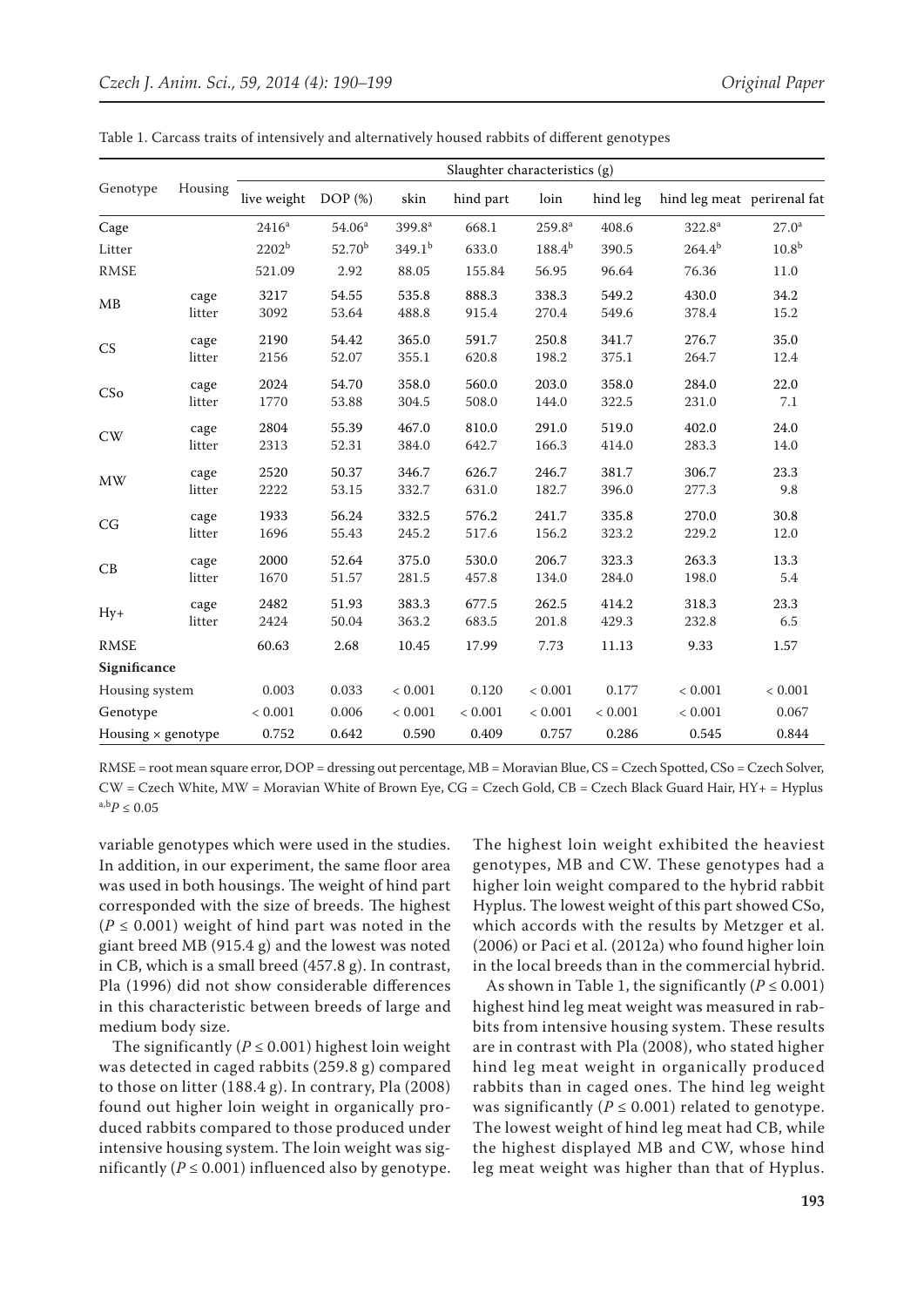Table 1. Carcass traits of intensively and alternatively housed rabbits of different genotypes

| Genotype | Housing | Slaughter characteristics (g) | | | | | | | |
|---|---|---|---|---|---|---|---|---|---|
| | | live weight | DOP (%) | skin | hind part | loin | hind leg | hind leg meat | perirenal fat |
| Cage | | 2416[a] | 54.06[a] | 399.8[a] | 668.1 | 259.8[a] | 408.6 | 322.8[a] | 27.0[a] |
| Litter | | 2202[b] | 52.70[b] | 349.1[b] | 633.0 | 188.4[b] | 390.5 | 264.4[b] | 10.8[b] |
| RMSE | | 521.09 | 2.92 | 88.05 | 155.84 | 56.95 | 96.64 | 76.36 | 11.0 |
| MB | cage | 3217 | 54.55 | 535.8 | 888.3 | 338.3 | 549.2 | 430.0 | 34.2 |
| | litter | 3092 | 53.64 | 488.8 | 915.4 | 270.4 | 549.6 | 378.4 | 15.2 |
| CS | cage | 2190 | 54.42 | 365.0 | 591.7 | 250.8 | 341.7 | 276.7 | 35.0 |
| | litter | 2156 | 52.07 | 355.1 | 620.8 | 198.2 | 375.1 | 264.7 | 12.4 |
| CSo | cage | 2024 | 54.70 | 358.0 | 560.0 | 203.0 | 358.0 | 284.0 | 22.0 |
| | litter | 1770 | 53.88 | 304.5 | 508.0 | 144.0 | 322.5 | 231.0 | 7.1 |
| CW | cage | 2804 | 55.39 | 467.0 | 810.0 | 291.0 | 519.0 | 402.0 | 24.0 |
| | litter | 2313 | 52.31 | 384.0 | 642.7 | 166.3 | 414.0 | 283.3 | 14.0 |
| MW | cage | 2520 | 50.37 | 346.7 | 626.7 | 246.7 | 381.7 | 306.7 | 23.3 |
| | litter | 2222 | 53.15 | 332.7 | 631.0 | 182.7 | 396.0 | 277.3 | 9.8 |
| CG | cage | 1933 | 56.24 | 332.5 | 576.2 | 241.7 | 335.8 | 270.0 | 30.8 |
| | litter | 1696 | 55.43 | 245.2 | 517.6 | 156.2 | 323.2 | 229.2 | 12.0 |
| CB | cage | 2000 | 52.64 | 375.0 | 530.0 | 206.7 | 323.3 | 263.3 | 13.3 |
| | litter | 1670 | 51.57 | 281.5 | 457.8 | 134.0 | 284.0 | 198.0 | 5.4 |
| Hy+ | cage | 2482 | 51.93 | 383.3 | 677.5 | 262.5 | 414.2 | 318.3 | 23.3 |
| | litter | 2424 | 50.04 | 363.2 | 683.5 | 201.8 | 429.3 | 232.8 | 6.5 |
| RMSE | | 60.63 | 2.68 | 10.45 | 17.99 | 7.73 | 11.13 | 9.33 | 1.57 |
| **Significance** | | | | | | | | | |
| Housing system | | 0.003 | 0.033 | < 0.001 | 0.120 | < 0.001 | 0.177 | < 0.001 | < 0.001 |
| Genotype | | < 0.001 | 0.006 | < 0.001 | < 0.001 | < 0.001 | < 0.001 | < 0.001 | 0.067 |
| Housing × genotype | | 0.752 | 0.642 | 0.590 | 0.409 | 0.757 | 0.286 | 0.545 | 0.844 |

RMSE = root mean square error, DOP = dressing out percentage, MB = Moravian Blue, CS = Czech Spotted, CSo = Czech Solver, CW = Czech White, MW = Moravian White of Brown Eye, CG = Czech Gold, CB = Czech Black Guard Hair, HY+ = Hyplus
[a,b]$P \leq 0.05$

variable genotypes which were used in the studies. In addition, in our experiment, the same floor area was used in both housings. The weight of hind part corresponded with the size of breeds. The highest ($P \leq 0.001$) weight of hind part was noted in the giant breed MB (915.4 g) and the lowest was noted in CB, which is a small breed (457.8 g). In contrast, Pla (1996) did not show considerable differences in this characteristic between breeds of large and medium body size.

The significantly ($P \leq 0.001$) highest loin weight was detected in caged rabbits (259.8 g) compared to those on litter (188.4 g). In contrary, Pla (2008) found out higher loin weight in organically produced rabbits compared to those produced under intensive housing system. The loin weight was significantly ($P \leq 0.001$) influenced also by genotype. The highest loin weight exhibited the heaviest genotypes, MB and CW. These genotypes had a higher loin weight compared to the hybrid rabbit Hyplus. The lowest weight of this part showed CSo, which accords with the results by Metzger et al. (2006) or Paci et al. (2012a) who found higher loin in the local breeds than in the commercial hybrid.

As shown in Table 1, the significantly ($P \leq 0.001$) highest hind leg meat weight was measured in rabbits from intensive housing system. These results are in contrast with Pla (2008), who stated higher hind leg meat weight in organically produced rabbits than in caged ones. The hind leg weight was significantly ($P \leq 0.001$) related to genotype. The lowest weight of hind leg meat had CB, while the highest displayed MB and CW, whose hind leg meat weight was higher than that of Hyplus.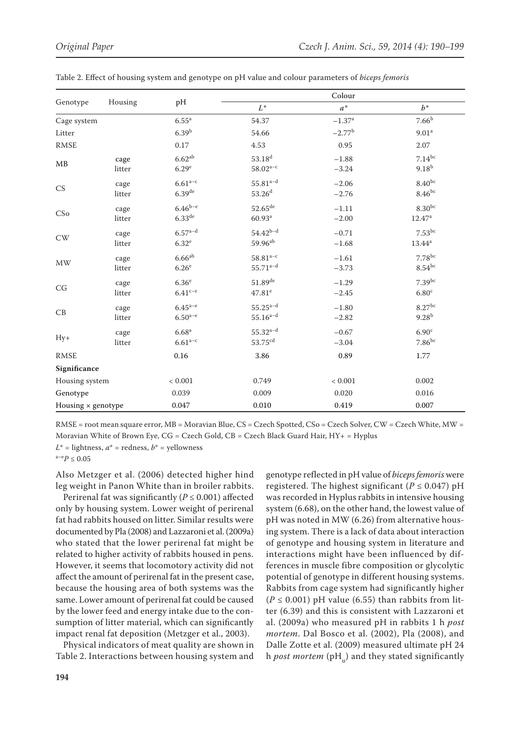Table 2. Effect of housing system and genotype on pH value and colour parameters of *biceps femoris*

| Genotype | Housing | pH | Colour | | |
|---|---|---|---|---|---|
| | | | $L^*$ | $a^*$ | $b^*$ |
| Cage system | | $6.55^{a}$ | 54.37 | $-1.37^{a}$ | $7.66^{b}$ |
| Litter | | $6.39^{b}$ | 54.66 | $-2.77^{b}$ | $9.01^{a}$ |
| RMSE | | 0.17 | 4.53 | 0.95 | 2.07 |
| MB | cage | $6.62^{ab}$ | $53.18^{d}$ | $-1.88$ | $7.14^{bc}$ |
| | litter | $6.29^{e}$ | $58.02^{a-c}$ | $-3.24$ | $9.18^{b}$ |
| CS | cage | $6.61^{a-c}$ | $55.81^{a-d}$ | $-2.06$ | $8.40^{bc}$ |
| | litter | $6.39^{de}$ | $53.26^{d}$ | $-2.76$ | $8.46^{bc}$ |
| CSo | cage | $6.46^{b-e}$ | $52.65^{de}$ | $-1.11$ | $8.30^{bc}$ |
| | litter | $6.33^{de}$ | $60.93^{a}$ | $-2.00$ | $12.47^{a}$ |
| CW | cage | $6.57^{a-d}$ | $54.42^{b-d}$ | $-0.71$ | $7.53^{bc}$ |
| | litter | $6.32^{e}$ | $59.96^{ab}$ | $-1.68$ | $13.44^{a}$ |
| MW | cage | $6.66^{ab}$ | $58.81^{a-c}$ | $-1.61$ | $7.78^{bc}$ |
| | litter | $6.26^{e}$ | $55.71^{a-d}$ | $-3.73$ | $8.54^{bc}$ |
| CG | cage | $6.36^{e}$ | $51.89^{de}$ | $-1.29$ | $7.39^{bc}$ |
| | litter | $6.41^{c-e}$ | $47.81^{e}$ | $-2.45$ | $6.80^{c}$ |
| CB | cage | $6.45^{a-e}$ | $55.25^{a-d}$ | $-1.80$ | $8.27^{bc}$ |
| | litter | $6.50^{a-e}$ | $55.16^{a-d}$ | $-2.82$ | $9.28^{b}$ |
| Hy+ | cage | $6.68^{a}$ | $55.32^{a-d}$ | $-0.67$ | $6.90^{c}$ |
| | litter | $6.61^{a-c}$ | $53.75^{cd}$ | $-3.04$ | $7.86^{bc}$ |
| RMSE | | 0.16 | 3.86 | 0.89 | 1.77 |
| **Significance** | | | | | |
| Housing system | | < 0.001 | 0.749 | < 0.001 | 0.002 |
| Genotype | | 0.039 | 0.009 | 0.020 | 0.016 |
| Housing × genotype | | 0.047 | 0.010 | 0.419 | 0.007 |

RMSE = root mean square error, MB = Moravian Blue, CS = Czech Spotted, CSo = Czech Solver, CW = Czech White, MW = Moravian White of Brown Eye, CG = Czech Gold, CB = Czech Black Guard Hair, HY+ = Hyplus

$L^*$ = lightness, $a^*$ = redness, $b^*$ = yellowness

$^{a-e}P \leq 0.05$

Also Metzger et al. (2006) detected higher hind leg weight in Panon White than in broiler rabbits.

Perirenal fat was significantly ($P \leq 0.001$) affected only by housing system. Lower weight of perirenal fat had rabbits housed on litter. Similar results were documented by Pla (2008) and Lazzaroni et al. (2009a) who stated that the lower perirenal fat might be related to higher activity of rabbits housed in pens. However, it seems that locomotory activity did not affect the amount of perirenal fat in the present case, because the housing area of both systems was the same. Lower amount of perirenal fat could be caused by the lower feed and energy intake due to the consumption of litter material, which can significantly impact renal fat deposition (Metzger et al., 2003).

Physical indicators of meat quality are shown in Table 2. Interactions between housing system and genotype reflected in pH value of *biceps femoris* were registered. The highest significant ($P \leq 0.047$) pH was recorded in Hyplus rabbits in intensive housing system (6.68), on the other hand, the lowest value of pH was noted in MW (6.26) from alternative housing system. There is a lack of data about interaction of genotype and housing system in literature and interactions might have been influenced by differences in muscle fibre composition or glycolytic potential of genotype in different housing systems. Rabbits from cage system had significantly higher ($P \leq 0.001$) pH value (6.55) than rabbits from litter (6.39) and this is consistent with Lazzaroni et al. (2009a) who measured pH in rabbits 1 h *post mortem*. Dal Bosco et al. (2002), Pla (2008), and Dalle Zotte et al. (2009) measured ultimate pH 24 h *post mortem* ($pH_u$) and they stated significantly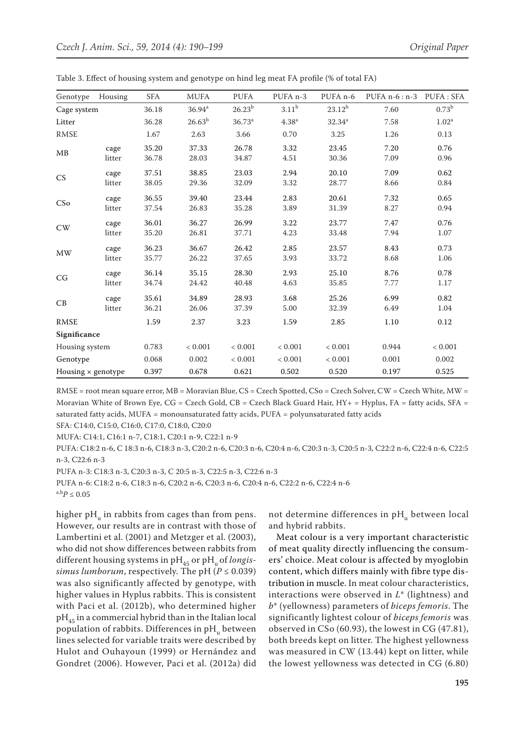Table 3. Effect of housing system and genotype on hind leg meat FA profile (% of total FA)

| Genotype | Housing | SFA | MUFA | PUFA | PUFA n-3 | PUFA n-6 | PUFA n-6 : n-3 | PUFA : SFA |
|---|---|---|---|---|---|---|---|---|
| Cage system | | 36.18 | 36.94[a] | 26.23[b] | 3.11[b] | 23.12[b] | 7.60 | 0.73[b] |
| Litter | | 36.28 | 26.63[b] | 36.73[a] | 4.38[a] | 32.34[a] | 7.58 | 1.02[a] |
| RMSE | | 1.67 | 2.63 | 3.66 | 0.70 | 3.25 | 1.26 | 0.13 |
| MB | cage | 35.20 | 37.33 | 26.78 | 3.32 | 23.45 | 7.20 | 0.76 |
| | litter | 36.78 | 28.03 | 34.87 | 4.51 | 30.36 | 7.09 | 0.96 |
| CS | cage | 37.51 | 38.85 | 23.03 | 2.94 | 20.10 | 7.09 | 0.62 |
| | litter | 38.05 | 29.36 | 32.09 | 3.32 | 28.77 | 8.66 | 0.84 |
| CSo | cage | 36.55 | 39.40 | 23.44 | 2.83 | 20.61 | 7.32 | 0.65 |
| | litter | 37.54 | 26.83 | 35.28 | 3.89 | 31.39 | 8.27 | 0.94 |
| CW | cage | 36.01 | 36.27 | 26.99 | 3.22 | 23.77 | 7.47 | 0.76 |
| | litter | 35.20 | 26.81 | 37.71 | 4.23 | 33.48 | 7.94 | 1.07 |
| MW | cage | 36.23 | 36.67 | 26.42 | 2.85 | 23.57 | 8.43 | 0.73 |
| | litter | 35.77 | 26.22 | 37.65 | 3.93 | 33.72 | 8.68 | 1.06 |
| CG | cage | 36.14 | 35.15 | 28.30 | 2.93 | 25.10 | 8.76 | 0.78 |
| | litter | 34.74 | 24.42 | 40.48 | 4.63 | 35.85 | 7.77 | 1.17 |
| CB | cage | 35.61 | 34.89 | 28.93 | 3.68 | 25.26 | 6.99 | 0.82 |
| | litter | 36.21 | 26.06 | 37.39 | 5.00 | 32.39 | 6.49 | 1.04 |
| RMSE | | 1.59 | 2.37 | 3.23 | 1.59 | 2.85 | 1.10 | 0.12 |
| **Significance** | | | | | | | | |
| Housing system | | 0.783 | < 0.001 | < 0.001 | < 0.001 | < 0.001 | 0.944 | < 0.001 |
| Genotype | | 0.068 | 0.002 | < 0.001 | < 0.001 | < 0.001 | 0.001 | 0.002 |
| Housing × genotype | | 0.397 | 0.678 | 0.621 | 0.502 | 0.520 | 0.197 | 0.525 |

RMSE = root mean square error, MB = Moravian Blue, CS = Czech Spotted, CSo = Czech Solver, CW = Czech White, MW = Moravian White of Brown Eye, CG = Czech Gold, CB = Czech Black Guard Hair, HY+ = Hyplus, FA = fatty acids, SFA = saturated fatty acids, MUFA = monounsaturated fatty acids, PUFA = polyunsaturated fatty acids

SFA: C14:0, C15:0, C16:0, C17:0, C18:0, C20:0

MUFA: C14:1, C16:1 n-7, C18:1, C20:1 n-9, C22:1 n-9

PUFA: C18:2 n-6, C 18:3 n-6, C18:3 n-3, C20:2 n-6, C20:3 n-6, C20:4 n-6, C20:3 n-3, C20:5 n-3, C22:2 n-6, C22:4 n-6, C22:5 n-3, C22:6 n-3

PUFA n-3: C18:3 n-3, C20:3 n-3, C 20:5 n-3, C22:5 n-3, C22:6 n-3

PUFA n-6: C18:2 n-6, C18:3 n-6, C20:2 n-6, C20:3 n-6, C20:4 n-6, C22:2 n-6, C22:4 n-6

[a,b] $P \leq 0.05$

higher $pH_u$ in rabbits from cages than from pens. However, our results are in contrast with those of Lambertini et al. (2001) and Metzger et al. (2003), who did not show differences between rabbits from different housing systems in $pH_{45}$ or $pH_u$ of *longissimus lumborum*, respectively. The pH ($P \leq 0.039$) was also significantly affected by genotype, with higher values in Hyplus rabbits. This is consistent with Paci et al. (2012b), who determined higher $pH_{45}$ in a commercial hybrid than in the Italian local population of rabbits. Differences in $pH_u$ between lines selected for variable traits were described by Hulot and Ouhayoun (1999) or Hernández and Gondret (2006). However, Paci et al. (2012a) did not determine differences in $pH_u$ between local and hybrid rabbits.

Meat colour is a very important characteristic of meat quality directly influencing the consumers' choice. Meat colour is affected by myoglobin content, which differs mainly with fibre type distribution in muscle. In meat colour characteristics, interactions were observed in $L^*$ (lightness) and $b^*$ (yellowness) parameters of *biceps femoris*. The significantly lightest colour of *biceps femoris* was observed in CSo (60.93), the lowest in CG (47.81), both breeds kept on litter. The highest yellowness was measured in CW (13.44) kept on litter, while the lowest yellowness was detected in CG (6.80)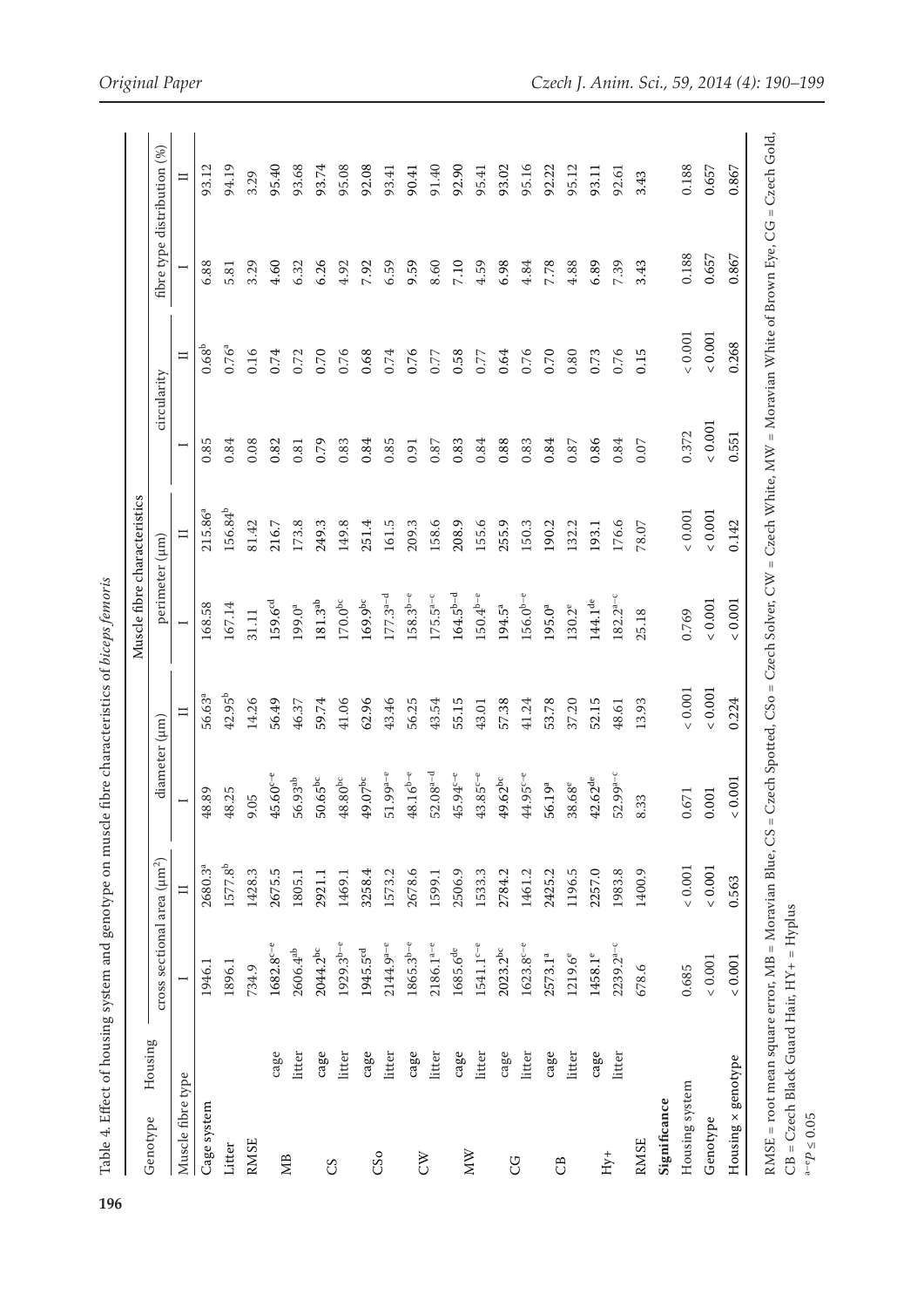Table 4. Effect of housing system and genotype on muscle fibre characteristics of *biceps femoris*

| Genotype | Housing | cross sectional area (μm²) | | diameter (μm) | | perimeter (μm) | | circularity | | fibre type distribution (%) | |
|---|---|---|---|---|---|---|---|---|---|---|---|
| Muscle fibre type | | I | II | I | II | I | II | I | II | I | II |
| Cage system | | 1946.1 | 2680.3[a] | 48.89 | 56.63[a] | 168.58 | 215.86[a] | 0.85 | 0.68[b] | 6.88 | 93.12 |
| Litter | | 1896.1 | 1577.8[b] | 48.25 | 42.95[b] | 167.14 | 156.84[b] | 0.84 | 0.76[a] | 5.81 | 94.19 |
| RMSE | | 734.9 | 1428.3 | 9.05 | 14.26 | 31.11 | 81.42 | 0.08 | 0.16 | 3.29 | 3.29 |
| MB | cage | 1682.8[c–e] | 2675.5 | 45.60[c–e] | 56.49 | 159.6[cd] | 216.7 | 0.82 | 0.74 | 4.60 | 95.40 |
| | litter | 2606.4[ab] | 1805.1 | 56.93[ab] | 46.37 | 199.0[a] | 173.8 | 0.81 | 0.72 | 6.32 | 93.68 |
| CS | cage | 2044.2[bc] | 2921.1 | 50.65[bc] | 59.74 | 181.3[ab] | 249.3 | 0.79 | 0.70 | 6.26 | 93.74 |
| | litter | 1929.3[b–e] | 1469.1 | 48.80[bc] | 41.06 | 170.0[bc] | 149.8 | 0.83 | 0.76 | 4.92 | 95.08 |
| CSo | cage | 1945.5[cd] | 3258.4 | 49.07[bc] | 62.96 | 169.9[bc] | 251.4 | 0.84 | 0.68 | 7.92 | 92.08 |
| | litter | 2144.9[a–e] | 1573.2 | 51.99[a–e] | 43.46 | 177.3[a–d] | 161.5 | 0.85 | 0.74 | 6.59 | 93.41 |
| CW | cage | 1865.3[b–e] | 2678.6 | 48.16[b–e] | 56.25 | 158.3[b–e] | 209.3 | 0.91 | 0.76 | 9.59 | 90.41 |
| | litter | 2186.1[a–e] | 1599.1 | 52.08[a–d] | 43.54 | 175.5[a–c] | 158.6 | 0.87 | 0.77 | 8.60 | 91.40 |
| MW | cage | 1685.6[de] | 2506.9 | 45.94[c–e] | 55.15 | 164.5[b–d] | 208.9 | 0.83 | 0.58 | 7.10 | 92.90 |
| | litter | 1541.1[c–e] | 1533.3 | 43.85[c–e] | 43.01 | 150.4[b–e] | 155.6 | 0.84 | 0.77 | 4.59 | 95.41 |
| CG | cage | 2023.2[bc] | 2784.2 | 49.62[bc] | 57.38 | 194.5[a] | 255.9 | 0.88 | 0.64 | 6.98 | 93.02 |
| | litter | 1623.8[c–e] | 1461.2 | 44.95[c–e] | 41.24 | 156.0[b–e] | 150.3 | 0.83 | 0.76 | 4.84 | 95.16 |
| CB | cage | 2573.1[a] | 2425.2 | 56.19[a] | 53.78 | 195.0[a] | 190.2 | 0.84 | 0.70 | 7.78 | 92.22 |
| | litter | 1219.6[e] | 1196.5 | 38.68[e] | 37.20 | 130.2[e] | 132.2 | 0.87 | 0.80 | 4.88 | 95.12 |
| Hy+ | cage | 1458.1[e] | 2257.0 | 42.62[de] | 52.15 | 144.1[de] | 193.1 | 0.86 | 0.73 | 6.89 | 93.11 |
| | litter | 2239.2[a–c] | 1983.8 | 52.99[a–c] | 48.61 | 182.2[a–c] | 176.6 | 0.84 | 0.76 | 7.39 | 92.61 |
| RMSE | | 678.6 | 1400.9 | 8.33 | 13.93 | 25.18 | 78.07 | 0.07 | 0.15 | 3.43 | 3.43 |
| **Significance** | | | | | | | | | | | |
| Housing system | | 0.685 | < 0.001 | 0.671 | < 0.001 | 0.769 | < 0.001 | 0.372 | < 0.001 | 0.188 | 0.188 |
| Genotype | | < 0.001 | < 0.001 | 0.001 | < 0.001 | < 0.001 | < 0.001 | < 0.001 | < 0.001 | 0.657 | 0.657 |
| Housing × genotype | | < 0.001 | 0.563 | < 0.001 | 0.224 | < 0.001 | 0.142 | 0.551 | 0.268 | 0.867 | 0.867 |

RMSE = root mean square error, MB = Moravian Blue, CS = Czech Spotted, CSo = Czech Solver, CW = Czech White, MW = Moravian White of Brown Eye, CG = Czech Gold, CB = Czech Black Guard Hair, HY+ = Hyplus

[a–e]$P \leq 0.05$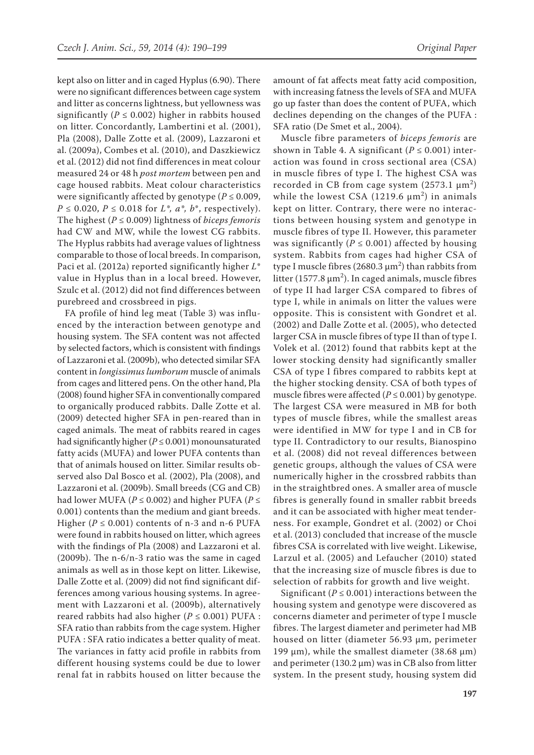kept also on litter and in caged Hyplus (6.90). There were no significant differences between cage system and litter as concerns lightness, but yellowness was significantly ($P \leq 0.002$) higher in rabbits housed on litter. Concordantly, Lambertini et al. (2001), Pla (2008), Dalle Zotte et al. (2009), Lazzaroni et al. (2009a), Combes et al. (2010), and Daszkiewicz et al. (2012) did not find differences in meat colour measured 24 or 48 h *post mortem* between pen and cage housed rabbits. Meat colour characteristics were significantly affected by genotype ($P \leq 0.009$, $P \leq 0.020$, $P \leq 0.018$ for $L^*$, $a^*$, $b^*$, respectively). The highest ($P \leq 0.009$) lightness of *biceps femoris* had CW and MW, while the lowest CG rabbits. The Hyplus rabbits had average values of lightness comparable to those of local breeds. In comparison, Paci et al. (2012a) reported significantly higher $L^*$ value in Hyplus than in a local breed. However, Szulc et al. (2012) did not find differences between purebreed and crossbreed in pigs.

FA profile of hind leg meat (Table 3) was influenced by the interaction between genotype and housing system. The SFA content was not affected by selected factors, which is consistent with findings of Lazzaroni et al. (2009b), who detected similar SFA content in *longissimus lumborum* muscle of animals from cages and littered pens. On the other hand, Pla (2008) found higher SFA in conventionally compared to organically produced rabbits. Dalle Zotte et al. (2009) detected higher SFA in pen-reared than in caged animals. The meat of rabbits reared in cages had significantly higher ($P \leq 0.001$) monounsaturated fatty acids (MUFA) and lower PUFA contents than that of animals housed on litter. Similar results observed also Dal Bosco et al. (2002), Pla (2008), and Lazzaroni et al. (2009b). Small breeds (CG and CB) had lower MUFA ($P \leq 0.002$) and higher PUFA ($P \leq 0.001$) contents than the medium and giant breeds. Higher ($P \leq 0.001$) contents of n-3 and n-6 PUFA were found in rabbits housed on litter, which agrees with the findings of Pla (2008) and Lazzaroni et al. (2009b). The n-6/n-3 ratio was the same in caged animals as well as in those kept on litter. Likewise, Dalle Zotte et al. (2009) did not find significant differences among various housing systems. In agreement with Lazzaroni et al. (2009b), alternatively reared rabbits had also higher ($P \leq 0.001$) PUFA : SFA ratio than rabbits from the cage system. Higher PUFA : SFA ratio indicates a better quality of meat. The variances in fatty acid profile in rabbits from different housing systems could be due to lower renal fat in rabbits housed on litter because the amount of fat affects meat fatty acid composition, with increasing fatness the levels of SFA and MUFA go up faster than does the content of PUFA, which declines depending on the changes of the PUFA : SFA ratio (De Smet et al., 2004).

Muscle fibre parameters of *biceps femoris* are shown in Table 4. A significant ($P \leq 0.001$) interaction was found in cross sectional area (CSA) in muscle fibres of type I. The highest CSA was recorded in CB from cage system (2573.1 $\mu m^2$) while the lowest CSA (1219.6 $\mu m^2$) in animals kept on litter. Contrary, there were no interactions between housing system and genotype in muscle fibres of type II. However, this parameter was significantly ($P \leq 0.001$) affected by housing system. Rabbits from cages had higher CSA of type I muscle fibres (2680.3 $\mu m^2$) than rabbits from litter (1577.8 $\mu m^2$). In caged animals, muscle fibres of type II had larger CSA compared to fibres of type I, while in animals on litter the values were opposite. This is consistent with Gondret et al. (2002) and Dalle Zotte et al. (2005), who detected larger CSA in muscle fibres of type II than of type I. Volek et al. (2012) found that rabbits kept at the lower stocking density had significantly smaller CSA of type I fibres compared to rabbits kept at the higher stocking density. CSA of both types of muscle fibres were affected ($P \leq 0.001$) by genotype. The largest CSA were measured in MB for both types of muscle fibres, while the smallest areas were identified in MW for type I and in CB for type II. Contradictory to our results, Bianospino et al. (2008) did not reveal differences between genetic groups, although the values of CSA were numerically higher in the crossbred rabbits than in the straightbred ones. A smaller area of muscle fibres is generally found in smaller rabbit breeds and it can be associated with higher meat tenderness. For example, Gondret et al. (2002) or Choi et al. (2013) concluded that increase of the muscle fibres CSA is correlated with live weight. Likewise, Larzul et al. (2005) and Lefaucher (2010) stated that the increasing size of muscle fibres is due to selection of rabbits for growth and live weight.

Significant ($P \leq 0.001$) interactions between the housing system and genotype were discovered as concerns diameter and perimeter of type I muscle fibres. The largest diameter and perimeter had MB housed on litter (diameter 56.93 µm, perimeter 199 µm), while the smallest diameter (38.68 µm) and perimeter (130.2 µm) was in CB also from litter system. In the present study, housing system did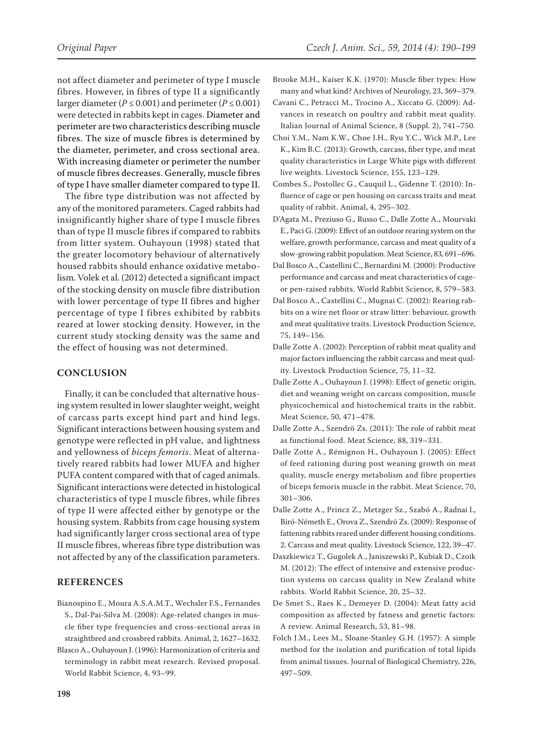not affect diameter and perimeter of type I muscle fibres. However, in fibres of type II a significantly larger diameter ($P \leq 0.001$) and perimeter ($P \leq 0.001$) were detected in rabbits kept in cages. Diameter and perimeter are two characteristics describing muscle fibres. The size of muscle fibres is determined by the diameter, perimeter, and cross sectional area. With increasing diameter or perimeter the number of muscle fibres decreases. Generally, muscle fibres of type I have smaller diameter compared to type II.

The fibre type distribution was not affected by any of the monitored parameters. Caged rabbits had insignificantly higher share of type I muscle fibres than of type II muscle fibres if compared to rabbits from litter system. Ouhayoun (1998) stated that the greater locomotory behaviour of alternatively housed rabbits should enhance oxidative metabolism. Volek et al. (2012) detected a significant impact of the stocking density on muscle fibre distribution with lower percentage of type II fibres and higher percentage of type I fibres exhibited by rabbits reared at lower stocking density. However, in the current study stocking density was the same and the effect of housing was not determined.

## CONCLUSION

Finally, it can be concluded that alternative housing system resulted in lower slaughter weight, weight of carcass parts except hind part and hind legs. Significant interactions between housing system and genotype were reflected in pH value, and lightness and yellowness of *biceps femoris*. Meat of alternatively reared rabbits had lower MUFA and higher PUFA content compared with that of caged animals. Significant interactions were detected in histological characteristics of type I muscle fibres, while fibres of type II were affected either by genotype or the housing system. Rabbits from cage housing system had significantly larger cross sectional area of type II muscle fibres, whereas fibre type distribution was not affected by any of the classification parameters.

## REFERENCES

Bianospino E., Moura A.S.A.M.T., Wechsler F.S., Fernandes S., Dal-Pai-Silva M. (2008): Age-related changes in muscle fiber type frequencies and cross-sectional areas in straightbred and crossbred rabbits. Animal, 2, 1627–1632.

Blasco A., Ouhayoun J. (1996): Harmonization of criteria and terminology in rabbit meat research. Revised proposal. World Rabbit Science, 4, 93–99.

Brooke M.H., Kaiser K.K. (1970): Muscle fiber types: How many and what kind? Archives of Neurology, 23, 369–379.

Cavani C., Petracci M., Trocino A., Xiccato G. (2009): Advances in research on poultry and rabbit meat quality. Italian Journal of Animal Science, 8 (Suppl. 2), 741–750.

Choi Y.M., Nam K.W., Choe J.H., Ryu Y.C., Wick M.P., Lee K., Kim B.C. (2013): Growth, carcass, fiber type, and meat quality characteristics in Large White pigs with different live weights. Livestock Science, 155, 123–129.

Combes S., Postollec G., Cauquil L., Gidenne T. (2010): Influence of cage or pen housing on carcass traits and meat quality of rabbit. Animal, 4, 295–302.

D'Agata M., Preziuso G., Russo C., Dalle Zotte A., Mourvaki E., Paci G. (2009): Effect of an outdoor rearing system on the welfare, growth performance, carcass and meat quality of a slow-growing rabbit population. Meat Science, 83, 691–696.

Dal Bosco A., Castellini C., Bernardini M. (2000): Productive performance and carcass and meat characteristics of cage- or pen-raised rabbits. World Rabbit Science, 8, 579–583.

Dal Bosco A., Castellini C., Mugnai C. (2002): Rearing rabbits on a wire net floor or straw litter: behaviour, growth and meat qualitative traits. Livestock Production Science, 75, 149–156.

Dalle Zotte A. (2002): Perception of rabbit meat quality and major factors influencing the rabbit carcass and meat quality. Livestock Production Science, 75, 11–32.

Dalle Zotte A., Ouhayoun J. (1998): Effect of genetic origin, diet and weaning weight on carcass composition, muscle physicochemical and histochemical traits in the rabbit. Meat Science, 50, 471–478.

Dalle Zotte A., Szendrö Zs. (2011): The role of rabbit meat as functional food. Meat Science, 88, 319–331.

Dalle Zotte A., Rémignon H., Ouhayoun J. (2005): Effect of feed rationing during post weaning growth on meat quality, muscle energy metabolism and fibre properties of biceps femoris muscle in the rabbit. Meat Science, 70, 301–306.

Dalle Zotte A., Princz Z., Metzger Sz., Szabó A., Radnai I., Biró-Németh E., Orova Z., Szendrö Zs. (2009): Response of fattening rabbits reared under different housing conditions. 2. Carcass and meat quality. Livestock Science, 122, 39–47.

Daszkiewicz T., Gugolek A., Janiszewski P., Kubiak D., Czoik M. (2012): The effect of intensive and extensive production systems on carcass quality in New Zealand white rabbits. World Rabbit Science, 20, 25–32.

De Smet S., Raes K., Demeyer D. (2004): Meat fatty acid composition as affected by fatness and genetic factors: A review. Animal Research, 53, 81–98.

Folch J.M., Lees M., Sloane-Stanley G.H. (1957): A simple method for the isolation and purification of total lipids from animal tissues. Journal of Biological Chemistry, 226, 497–509.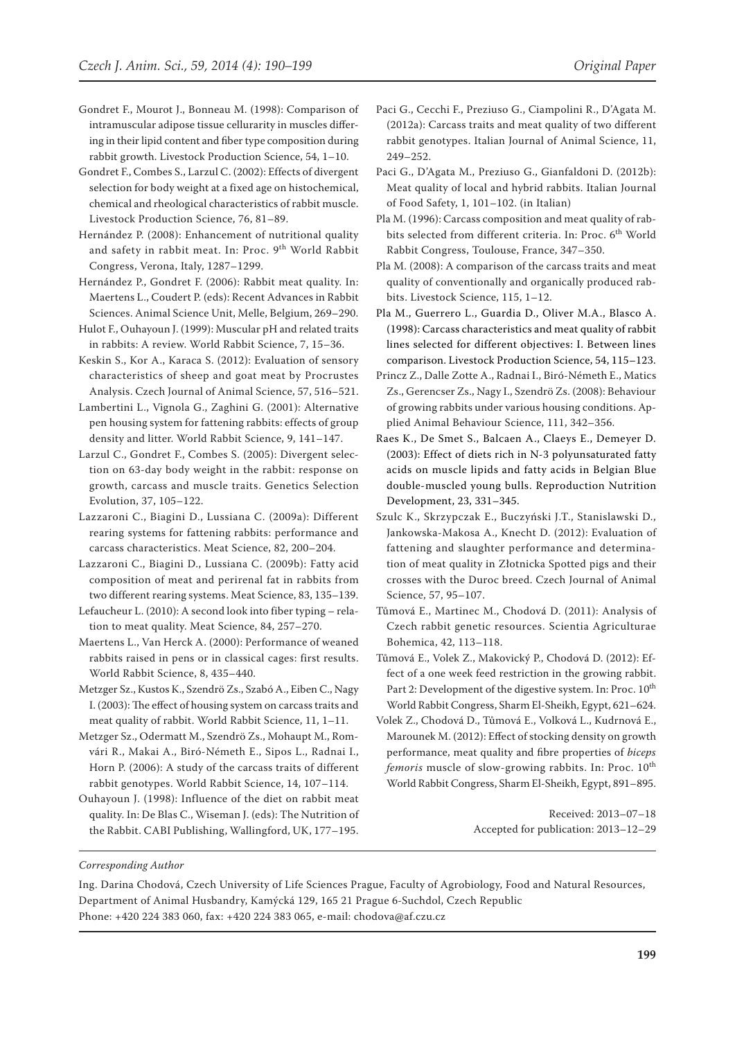Gondret F., Mourot J., Bonneau M. (1998): Comparison of intramuscular adipose tissue cellularity in muscles differing in their lipid content and fiber type composition during rabbit growth. Livestock Production Science, 54, 1–10.

Gondret F., Combes S., Larzul C. (2002): Effects of divergent selection for body weight at a fixed age on histochemical, chemical and rheological characteristics of rabbit muscle. Livestock Production Science, 76, 81–89.

Hernández P. (2008): Enhancement of nutritional quality and safety in rabbit meat. In: Proc. 9th World Rabbit Congress, Verona, Italy, 1287–1299.

Hernández P., Gondret F. (2006): Rabbit meat quality. In: Maertens L., Coudert P. (eds): Recent Advances in Rabbit Sciences. Animal Science Unit, Melle, Belgium, 269–290.

Hulot F., Ouhayoun J. (1999): Muscular pH and related traits in rabbits: A review. World Rabbit Science, 7, 15–36.

Keskin S., Kor A., Karaca S. (2012): Evaluation of sensory characteristics of sheep and goat meat by Procrustes Analysis. Czech Journal of Animal Science, 57, 516–521.

Lambertini L., Vignola G., Zaghini G. (2001): Alternative pen housing system for fattening rabbits: effects of group density and litter. World Rabbit Science, 9, 141–147.

Larzul C., Gondret F., Combes S. (2005): Divergent selection on 63-day body weight in the rabbit: response on growth, carcass and muscle traits. Genetics Selection Evolution, 37, 105–122.

Lazzaroni C., Biagini D., Lussiana C. (2009a): Different rearing systems for fattening rabbits: performance and carcass characteristics. Meat Science, 82, 200–204.

Lazzaroni C., Biagini D., Lussiana C. (2009b): Fatty acid composition of meat and perirenal fat in rabbits from two different rearing systems. Meat Science, 83, 135–139.

Lefaucheur L. (2010): A second look into fiber typing – relation to meat quality. Meat Science, 84, 257–270.

Maertens L., Van Herck A. (2000): Performance of weaned rabbits raised in pens or in classical cages: first results. World Rabbit Science, 8, 435–440.

Metzger Sz., Kustos K., Szendrö Zs., Szabó A., Eiben C., Nagy I. (2003): The effect of housing system on carcass traits and meat quality of rabbit. World Rabbit Science, 11, 1–11.

Metzger Sz., Odermatt M., Szendrö Zs., Mohaupt M., Romvári R., Makai A., Biró-Németh E., Sipos L., Radnai I., Horn P. (2006): A study of the carcass traits of different rabbit genotypes. World Rabbit Science, 14, 107–114.

Ouhayoun J. (1998): Influence of the diet on rabbit meat quality. In: De Blas C., Wiseman J. (eds): The Nutrition of the Rabbit. CABI Publishing, Wallingford, UK, 177–195.

Paci G., Cecchi F., Preziuso G., Ciampolini R., D'Agata M. (2012a): Carcass traits and meat quality of two different rabbit genotypes. Italian Journal of Animal Science, 11, 249–252.

Paci G., D'Agata M., Preziuso G., Gianfaldoni D. (2012b): Meat quality of local and hybrid rabbits. Italian Journal of Food Safety, 1, 101–102. (in Italian)

Pla M. (1996): Carcass composition and meat quality of rabbits selected from different criteria. In: Proc. 6th World Rabbit Congress, Toulouse, France, 347–350.

Pla M. (2008): A comparison of the carcass traits and meat quality of conventionally and organically produced rabbits. Livestock Science, 115, 1–12.

Pla M., Guerrero L., Guardia D., Oliver M.A., Blasco A. (1998): Carcass characteristics and meat quality of rabbit lines selected for different objectives: I. Between lines comparison. Livestock Production Science, 54, 115–123.

Princz Z., Dalle Zotte A., Radnai I., Biró-Németh E., Matics Zs., Gerencser Zs., Nagy I., Szendrö Zs. (2008): Behaviour of growing rabbits under various housing conditions. Applied Animal Behaviour Science, 111, 342–356.

Raes K., De Smet S., Balcaen A., Claeys E., Demeyer D. (2003): Effect of diets rich in N-3 polyunsaturated fatty acids on muscle lipids and fatty acids in Belgian Blue double-muscled young bulls. Reproduction Nutrition Development, 23, 331–345.

Szulc K., Skrzypczak E., Buczyński J.T., Stanislawski D., Jankowska-Makosa A., Knecht D. (2012): Evaluation of fattening and slaughter performance and determination of meat quality in Złotnicka Spotted pigs and their crosses with the Duroc breed. Czech Journal of Animal Science, 57, 95–107.

Tůmová E., Martinec M., Chodová D. (2011): Analysis of Czech rabbit genetic resources. Scientia Agriculturae Bohemica, 42, 113–118.

Tůmová E., Volek Z., Makovický P., Chodová D. (2012): Effect of a one week feed restriction in the growing rabbit. Part 2: Development of the digestive system. In: Proc. 10th World Rabbit Congress, Sharm El-Sheikh, Egypt, 621–624.

Volek Z., Chodová D., Tůmová E., Volková L., Kudrnová E., Marounek M. (2012): Effect of stocking density on growth performance, meat quality and fibre properties of *biceps femoris* muscle of slow-growing rabbits. In: Proc. 10th World Rabbit Congress, Sharm El-Sheikh, Egypt, 891–895.

Received: 2013–07–18
Accepted for publication: 2013–12–29

*Corresponding Author*

Ing. Darina Chodová, Czech University of Life Sciences Prague, Faculty of Agrobiology, Food and Natural Resources, Department of Animal Husbandry, Kamýcká 129, 165 21 Prague 6-Suchdol, Czech Republic
Phone: +420 224 383 060, fax: +420 224 383 065, e-mail: chodova@af.czu.cz